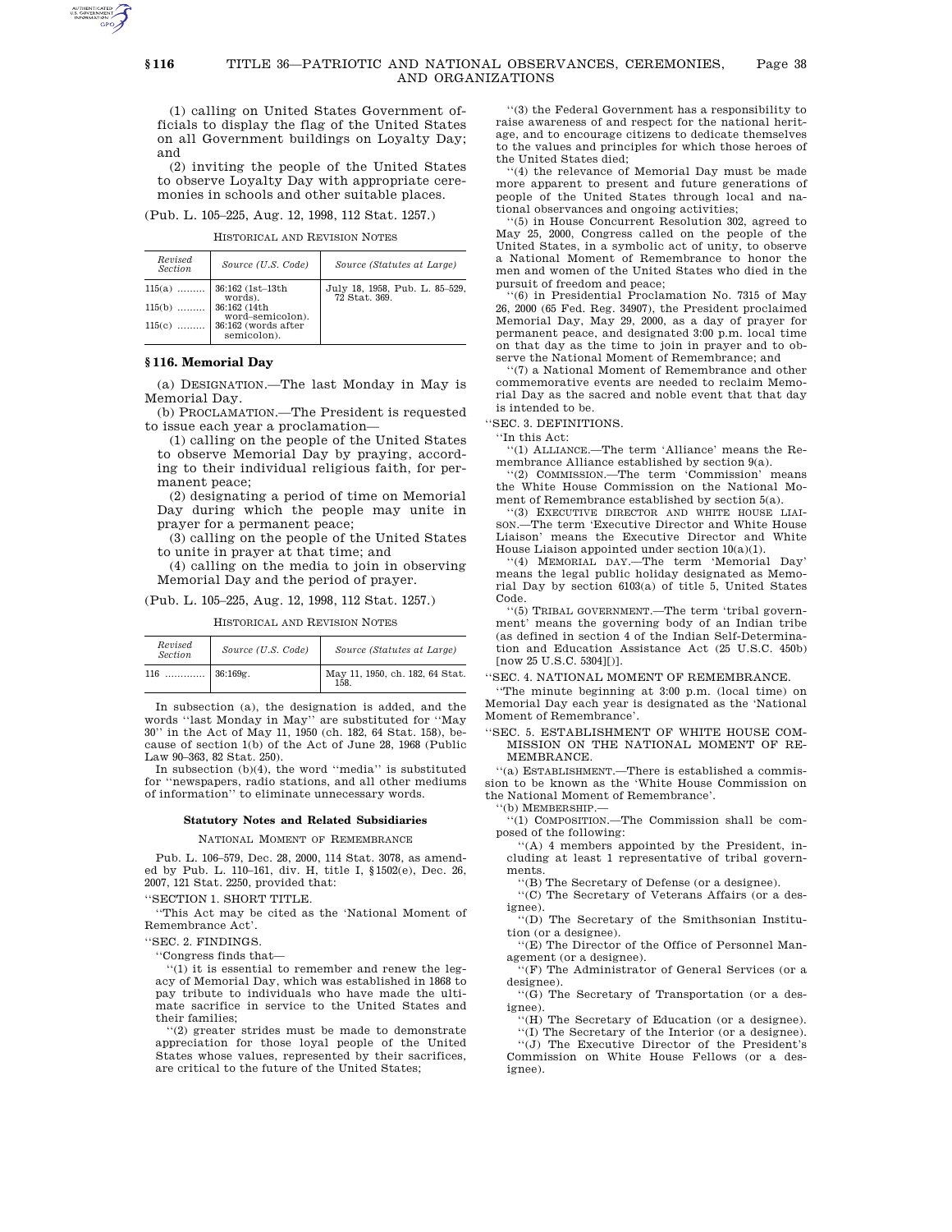(1) calling on United States Government officials to display the flag of the United States on all Government buildings on Loyalty Day; and

(2) inviting the people of the United States to observe Loyalty Day with appropriate ceremonies in schools and other suitable places.

(Pub. L. 105–225, Aug. 12, 1998, 112 Stat. 1257.)

HISTORICAL AND REVISION NOTES

| *Revised Section* | *Source (U.S. Code)* | *Source (Statutes at Large)* |
|---|---|---|
| 115(a) ........ | 36:162 (1st–13th words). | July 18, 1958, Pub. L. 85–529, 72 Stat. 369. |
| 115(b) ........ | 36:162 (14th word–semicolon). | |
| 115(c) ........ | 36:162 (words after semicolon). | |

### § 116. Memorial Day

(a) DESIGNATION.—The last Monday in May is Memorial Day.

(b) PROCLAMATION.—The President is requested to issue each year a proclamation—

(1) calling on the people of the United States to observe Memorial Day by praying, according to their individual religious faith, for permanent peace;

(2) designating a period of time on Memorial Day during which the people may unite in prayer for a permanent peace;

(3) calling on the people of the United States to unite in prayer at that time; and

(4) calling on the media to join in observing Memorial Day and the period of prayer.

(Pub. L. 105–225, Aug. 12, 1998, 112 Stat. 1257.)

HISTORICAL AND REVISION NOTES

| *Revised Section* | *Source (U.S. Code)* | *Source (Statutes at Large)* |
|---|---|---|
| 116 ............ | 36:169g. | May 11, 1950, ch. 182, 64 Stat. 158. |

In subsection (a), the designation is added, and the words "last Monday in May" are substituted for "May 30" in the Act of May 11, 1950 (ch. 182, 64 Stat. 158), because of section 1(b) of the Act of June 28, 1968 (Public Law 90–363, 82 Stat. 250).

In subsection (b)(4), the word "media" is substituted for "newspapers, radio stations, and all other mediums of information" to eliminate unnecessary words.

#### Statutory Notes and Related Subsidiaries

NATIONAL MOMENT OF REMEMBRANCE

Pub. L. 106–579, Dec. 28, 2000, 114 Stat. 3078, as amended by Pub. L. 110–161, div. H, title I, §1502(e), Dec. 26, 2007, 121 Stat. 2250, provided that:

"SECTION 1. SHORT TITLE.

"This Act may be cited as the 'National Moment of Remembrance Act'.

"SEC. 2. FINDINGS.

"Congress finds that—

"(1) it is essential to remember and renew the legacy of Memorial Day, which was established in 1868 to pay tribute to individuals who have made the ultimate sacrifice in service to the United States and their families;

"(2) greater strides must be made to demonstrate appreciation for those loyal people of the United States whose values, represented by their sacrifices, are critical to the future of the United States;

"(3) the Federal Government has a responsibility to raise awareness of and respect for the national heritage, and to encourage citizens to dedicate themselves to the values and principles for which those heroes of the United States died;

"(4) the relevance of Memorial Day must be made more apparent to present and future generations of people of the United States through local and national observances and ongoing activities;

"(5) in House Concurrent Resolution 302, agreed to May 25, 2000, Congress called on the people of the United States, in a symbolic act of unity, to observe a National Moment of Remembrance to honor the men and women of the United States who died in the pursuit of freedom and peace;

"(6) in Presidential Proclamation No. 7315 of May 26, 2000 (65 Fed. Reg. 34907), the President proclaimed Memorial Day, May 29, 2000, as a day of prayer for permanent peace, and designated 3:00 p.m. local time on that day as the time to join in prayer and to observe the National Moment of Remembrance; and

"(7) a National Moment of Remembrance and other commemorative events are needed to reclaim Memorial Day as the sacred and noble event that that day is intended to be.

"SEC. 3. DEFINITIONS.

"In this Act:

"(1) ALLIANCE.—The term 'Alliance' means the Remembrance Alliance established by section 9(a).

"(2) COMMISSION.—The term 'Commission' means the White House Commission on the National Moment of Remembrance established by section 5(a).

"(3) EXECUTIVE DIRECTOR AND WHITE HOUSE LIAISON.—The term 'Executive Director and White House Liaison' means the Executive Director and White House Liaison appointed under section 10(a)(1).

"(4) MEMORIAL DAY.—The term 'Memorial Day' means the legal public holiday designated as Memorial Day by section 6103(a) of title 5, United States Code.

"(5) TRIBAL GOVERNMENT.—The term 'tribal government' means the governing body of an Indian tribe (as defined in section 4 of the Indian Self-Determination and Education Assistance Act (25 U.S.C. 450b) [now 25 U.S.C. 5304][)].

"SEC. 4. NATIONAL MOMENT OF REMEMBRANCE.

"The minute beginning at 3:00 p.m. (local time) on Memorial Day each year is designated as the 'National Moment of Remembrance'.

"SEC. 5. ESTABLISHMENT OF WHITE HOUSE COMMISSION ON THE NATIONAL MOMENT OF REMEMBRANCE.

"(a) ESTABLISHMENT.—There is established a commission to be known as the 'White House Commission on the National Moment of Remembrance'.

"(b) MEMBERSHIP.—

"(1) COMPOSITION.—The Commission shall be composed of the following:

"(A) 4 members appointed by the President, including at least 1 representative of tribal governments.

"(B) The Secretary of Defense (or a designee).

"(C) The Secretary of Veterans Affairs (or a designee).

"(D) The Secretary of the Smithsonian Institution (or a designee).

"(E) The Director of the Office of Personnel Management (or a designee).

"(F) The Administrator of General Services (or a designee).

"(G) The Secretary of Transportation (or a designee).

"(H) The Secretary of Education (or a designee).

"(I) The Secretary of the Interior (or a designee).

"(J) The Executive Director of the President's Commission on White House Fellows (or a designee).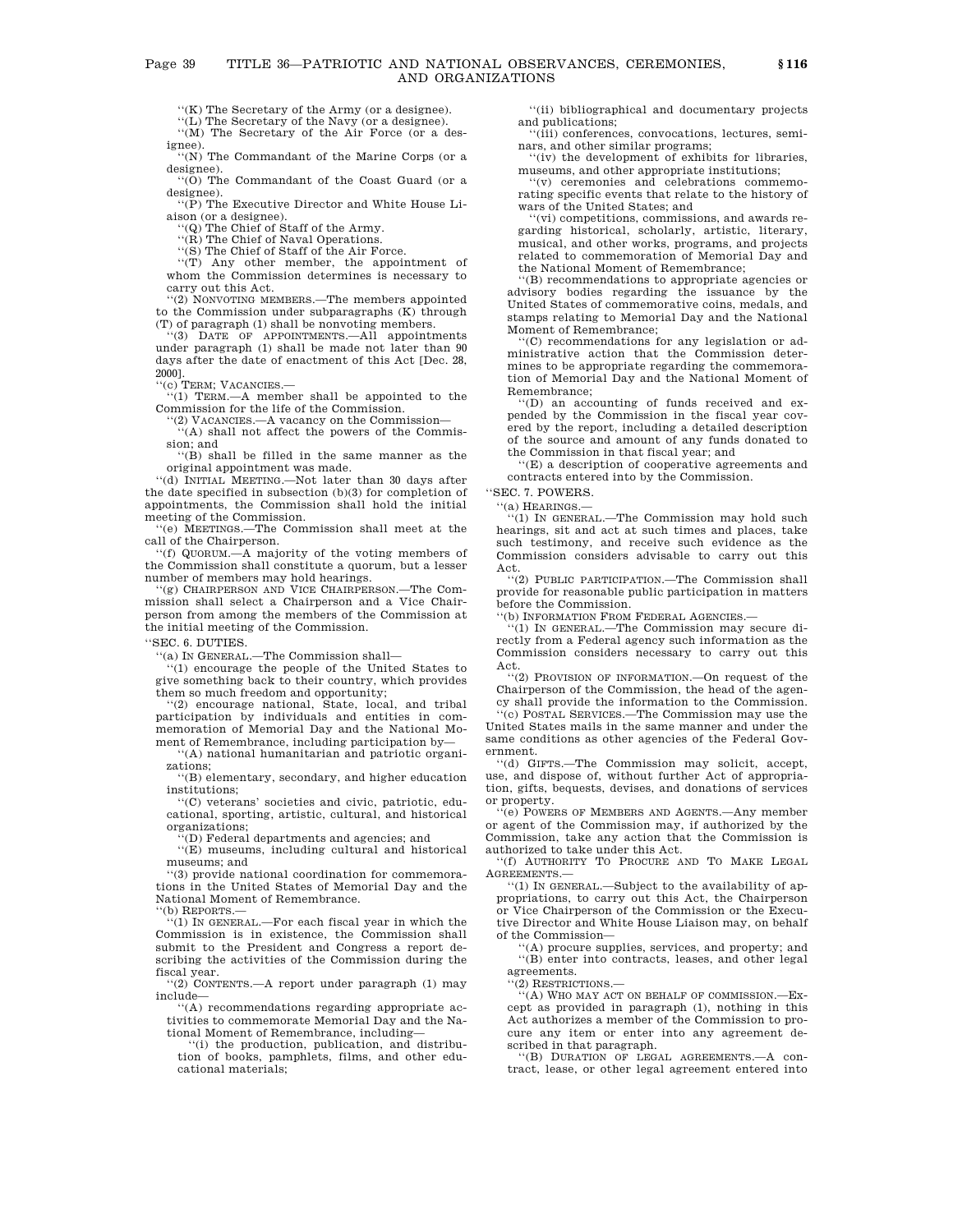''(K) The Secretary of the Army (or a designee).

''(L) The Secretary of the Navy (or a designee).

''(M) The Secretary of the Air Force (or a designee).

''(N) The Commandant of the Marine Corps (or a designee).

''(O) The Commandant of the Coast Guard (or a designee).

''(P) The Executive Director and White House Liaison (or a designee).

''(Q) The Chief of Staff of the Army.

''(R) The Chief of Naval Operations.

''(S) The Chief of Staff of the Air Force.

''(T) Any other member, the appointment of whom the Commission determines is necessary to carry out this Act.

''(2) NONVOTING MEMBERS.—The members appointed to the Commission under subparagraphs (K) through (T) of paragraph (1) shall be nonvoting members.

''(3) DATE OF APPOINTMENTS.—All appointments under paragraph (1) shall be made not later than 90 days after the date of enactment of this Act [Dec. 28, 2000].

''(c) TERM; VACANCIES.—

''(1) TERM.—A member shall be appointed to the Commission for the life of the Commission.

''(2) VACANCIES.—A vacancy on the Commission—

''(A) shall not affect the powers of the Commission; and

''(B) shall be filled in the same manner as the original appointment was made.

''(d) INITIAL MEETING.—Not later than 30 days after the date specified in subsection (b)(3) for completion of appointments, the Commission shall hold the initial meeting of the Commission.

''(e) MEETINGS.—The Commission shall meet at the call of the Chairperson.

''(f) QUORUM.—A majority of the voting members of the Commission shall constitute a quorum, but a lesser number of members may hold hearings.

''(g) CHAIRPERSON AND VICE CHAIRPERSON.—The Commission shall select a Chairperson and a Vice Chairperson from among the members of the Commission at the initial meeting of the Commission.

''SEC. 6. DUTIES.

''(a) IN GENERAL.—The Commission shall—

''(1) encourage the people of the United States to give something back to their country, which provides them so much freedom and opportunity;

''(2) encourage national, State, local, and tribal participation by individuals and entities in commemoration of Memorial Day and the National Moment of Remembrance, including participation by—

''(A) national humanitarian and patriotic organizations;

''(B) elementary, secondary, and higher education institutions;

''(C) veterans' societies and civic, patriotic, educational, sporting, artistic, cultural, and historical organizations;

''(D) Federal departments and agencies; and

''(E) museums, including cultural and historical museums; and

''(3) provide national coordination for commemorations in the United States of Memorial Day and the National Moment of Remembrance.

''(b) REPORTS.—

''(1) IN GENERAL.—For each fiscal year in which the Commission is in existence, the Commission shall submit to the President and Congress a report describing the activities of the Commission during the fiscal year.

''(2) CONTENTS.—A report under paragraph (1) may include—

''(A) recommendations regarding appropriate activities to commemorate Memorial Day and the National Moment of Remembrance, including—

''(i) the production, publication, and distribution of books, pamphlets, films, and other educational materials;

''(ii) bibliographical and documentary projects and publications;

''(iii) conferences, convocations, lectures, seminars, and other similar programs;

''(iv) the development of exhibits for libraries, museums, and other appropriate institutions;

''(v) ceremonies and celebrations commemorating specific events that relate to the history of wars of the United States; and

''(vi) competitions, commissions, and awards regarding historical, scholarly, artistic, literary, musical, and other works, programs, and projects related to commemoration of Memorial Day and the National Moment of Remembrance;

''(B) recommendations to appropriate agencies or advisory bodies regarding the issuance by the United States of commemorative coins, medals, and stamps relating to Memorial Day and the National Moment of Remembrance;

''(C) recommendations for any legislation or administrative action that the Commission determines to be appropriate regarding the commemoration of Memorial Day and the National Moment of Remembrance;

''(D) an accounting of funds received and expended by the Commission in the fiscal year covered by the report, including a detailed description of the source and amount of any funds donated to the Commission in that fiscal year; and

''(E) a description of cooperative agreements and contracts entered into by the Commission.

''SEC. 7. POWERS.

''(a) HEARINGS.—

''(1) IN GENERAL.—The Commission may hold such hearings, sit and act at such times and places, take such testimony, and receive such evidence as the Commission considers advisable to carry out this Act.

''(2) PUBLIC PARTICIPATION.—The Commission shall provide for reasonable public participation in matters before the Commission.

''(b) INFORMATION FROM FEDERAL AGENCIES.—

''(1) IN GENERAL.—The Commission may secure directly from a Federal agency such information as the Commission considers necessary to carry out this Act.

''(2) PROVISION OF INFORMATION.—On request of the Chairperson of the Commission, the head of the agency shall provide the information to the Commission.

''(c) POSTAL SERVICES.—The Commission may use the United States mails in the same manner and under the same conditions as other agencies of the Federal Government.

''(d) GIFTS.—The Commission may solicit, accept, use, and dispose of, without further Act of appropriation, gifts, bequests, devises, and donations of services or property.

''(e) POWERS OF MEMBERS AND AGENTS.—Any member or agent of the Commission may, if authorized by the Commission, take any action that the Commission is authorized to take under this Act.

''(f) AUTHORITY TO PROCURE AND TO MAKE LEGAL AGREEMENTS.—

''(1) IN GENERAL.—Subject to the availability of appropriations, to carry out this Act, the Chairperson or Vice Chairperson of the Commission or the Executive Director and White House Liaison may, on behalf of the Commission—

''(A) procure supplies, services, and property; and

''(B) enter into contracts, leases, and other legal agreements.

''(2) RESTRICTIONS.—

''(A) WHO MAY ACT ON BEHALF OF COMMISSION.—Except as provided in paragraph (1), nothing in this Act authorizes a member of the Commission to procure any item or enter into any agreement described in that paragraph.

''(B) DURATION OF LEGAL AGREEMENTS.—A contract, lease, or other legal agreement entered into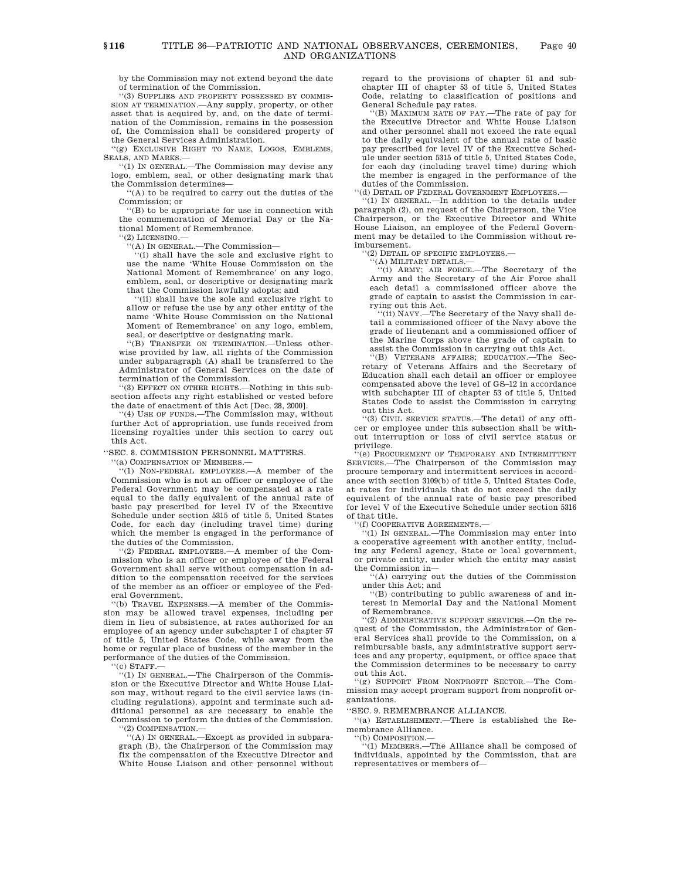by the Commission may not extend beyond the date of termination of the Commission.

''(3) SUPPLIES AND PROPERTY POSSESSED BY COMMISSION AT TERMINATION.—Any supply, property, or other asset that is acquired by, and, on the date of termination of the Commission, remains in the possession of, the Commission shall be considered property of the General Services Administration.

''(g) EXCLUSIVE RIGHT TO NAME, LOGOS, EMBLEMS, SEALS, AND MARKS.—

''(1) IN GENERAL.—The Commission may devise any logo, emblem, seal, or other designating mark that the Commission determines—

''(A) to be required to carry out the duties of the Commission; or

''(B) to be appropriate for use in connection with the commemoration of Memorial Day or the National Moment of Remembrance.

''(2) LICENSING.—

''(A) IN GENERAL.—The Commission—

''(i) shall have the sole and exclusive right to use the name 'White House Commission on the National Moment of Remembrance' on any logo, emblem, seal, or descriptive or designating mark that the Commission lawfully adopts; and

''(ii) shall have the sole and exclusive right to allow or refuse the use by any other entity of the name 'White House Commission on the National Moment of Remembrance' on any logo, emblem, seal, or descriptive or designating mark.

''(B) TRANSFER ON TERMINATION.—Unless otherwise provided by law, all rights of the Commission under subparagraph (A) shall be transferred to the Administrator of General Services on the date of termination of the Commission.

''(3) EFFECT ON OTHER RIGHTS.—Nothing in this subsection affects any right established or vested before the date of enactment of this Act [Dec. 28, 2000].

''(4) USE OF FUNDS.—The Commission may, without further Act of appropriation, use funds received from licensing royalties under this section to carry out this Act.

''SEC. 8. COMMISSION PERSONNEL MATTERS.

''(a) COMPENSATION OF MEMBERS.—

''(1) NON-FEDERAL EMPLOYEES.—A member of the Commission who is not an officer or employee of the Federal Government may be compensated at a rate equal to the daily equivalent of the annual rate of basic pay prescribed for level IV of the Executive Schedule under section 5315 of title 5, United States Code, for each day (including travel time) during which the member is engaged in the performance of the duties of the Commission.

''(2) FEDERAL EMPLOYEES.—A member of the Commission who is an officer or employee of the Federal Government shall serve without compensation in addition to the compensation received for the services of the member as an officer or employee of the Federal Government.

''(b) TRAVEL EXPENSES.—A member of the Commission may be allowed travel expenses, including per diem in lieu of subsistence, at rates authorized for an employee of an agency under subchapter I of chapter 57 of title 5, United States Code, while away from the home or regular place of business of the member in the performance of the duties of the Commission.

''(c) STAFF.—

''(1) IN GENERAL.—The Chairperson of the Commission or the Executive Director and White House Liaison may, without regard to the civil service laws (including regulations), appoint and terminate such additional personnel as are necessary to enable the Commission to perform the duties of the Commission.

''(2) COMPENSATION.—

''(A) IN GENERAL.—Except as provided in subparagraph (B), the Chairperson of the Commission may fix the compensation of the Executive Director and White House Liaison and other personnel without regard to the provisions of chapter 51 and subchapter III of chapter 53 of title 5, United States Code, relating to classification of positions and General Schedule pay rates.

''(B) MAXIMUM RATE OF PAY.—The rate of pay for the Executive Director and White House Liaison and other personnel shall not exceed the rate equal to the daily equivalent of the annual rate of basic pay prescribed for level IV of the Executive Schedule under section 5315 of title 5, United States Code, for each day (including travel time) during which the member is engaged in the performance of the duties of the Commission.

''(d) DETAIL OF FEDERAL GOVERNMENT EMPLOYEES.—

''(1) IN GENERAL.—In addition to the details under paragraph (2), on request of the Chairperson, the Vice Chairperson, or the Executive Director and White House Liaison, an employee of the Federal Government may be detailed to the Commission without reimbursement.

''(2) DETAIL OF SPECIFIC EMPLOYEES.—

''(A) MILITARY DETAILS.—

''(i) ARMY; AIR FORCE.—The Secretary of the Army and the Secretary of the Air Force shall each detail a commissioned officer above the grade of captain to assist the Commission in carrying out this Act.

''(ii) NAVY.—The Secretary of the Navy shall detail a commissioned officer of the Navy above the grade of lieutenant and a commissioned officer of the Marine Corps above the grade of captain to assist the Commission in carrying out this Act.

''(B) VETERANS AFFAIRS; EDUCATION.—The Secretary of Veterans Affairs and the Secretary of Education shall each detail an officer or employee compensated above the level of GS–12 in accordance with subchapter III of chapter 53 of title 5, United States Code to assist the Commission in carrying out this Act.

''(3) CIVIL SERVICE STATUS.—The detail of any officer or employee under this subsection shall be without interruption or loss of civil service status or privilege.

''(e) PROCUREMENT OF TEMPORARY AND INTERMITTENT SERVICES.—The Chairperson of the Commission may procure temporary and intermittent services in accordance with section 3109(b) of title 5, United States Code, at rates for individuals that do not exceed the daily equivalent of the annual rate of basic pay prescribed for level V of the Executive Schedule under section 5316 of that title.

''(f) COOPERATIVE AGREEMENTS.—

''(1) IN GENERAL.—The Commission may enter into a cooperative agreement with another entity, including any Federal agency, State or local government, or private entity, under which the entity may assist the Commission in—

''(A) carrying out the duties of the Commission under this Act; and

''(B) contributing to public awareness of and interest in Memorial Day and the National Moment of Remembrance.

''(2) ADMINISTRATIVE SUPPORT SERVICES.—On the request of the Commission, the Administrator of General Services shall provide to the Commission, on a reimbursable basis, any administrative support services and any property, equipment, or office space that the Commission determines to be necessary to carry out this Act.

''(g) SUPPORT FROM NONPROFIT SECTOR.—The Commission may accept program support from nonprofit organizations.

''SEC. 9. REMEMBRANCE ALLIANCE.

''(a) ESTABLISHMENT.—There is established the Remembrance Alliance.

''(b) COMPOSITION.—

''(1) MEMBERS.—The Alliance shall be composed of individuals, appointed by the Commission, that are representatives or members of—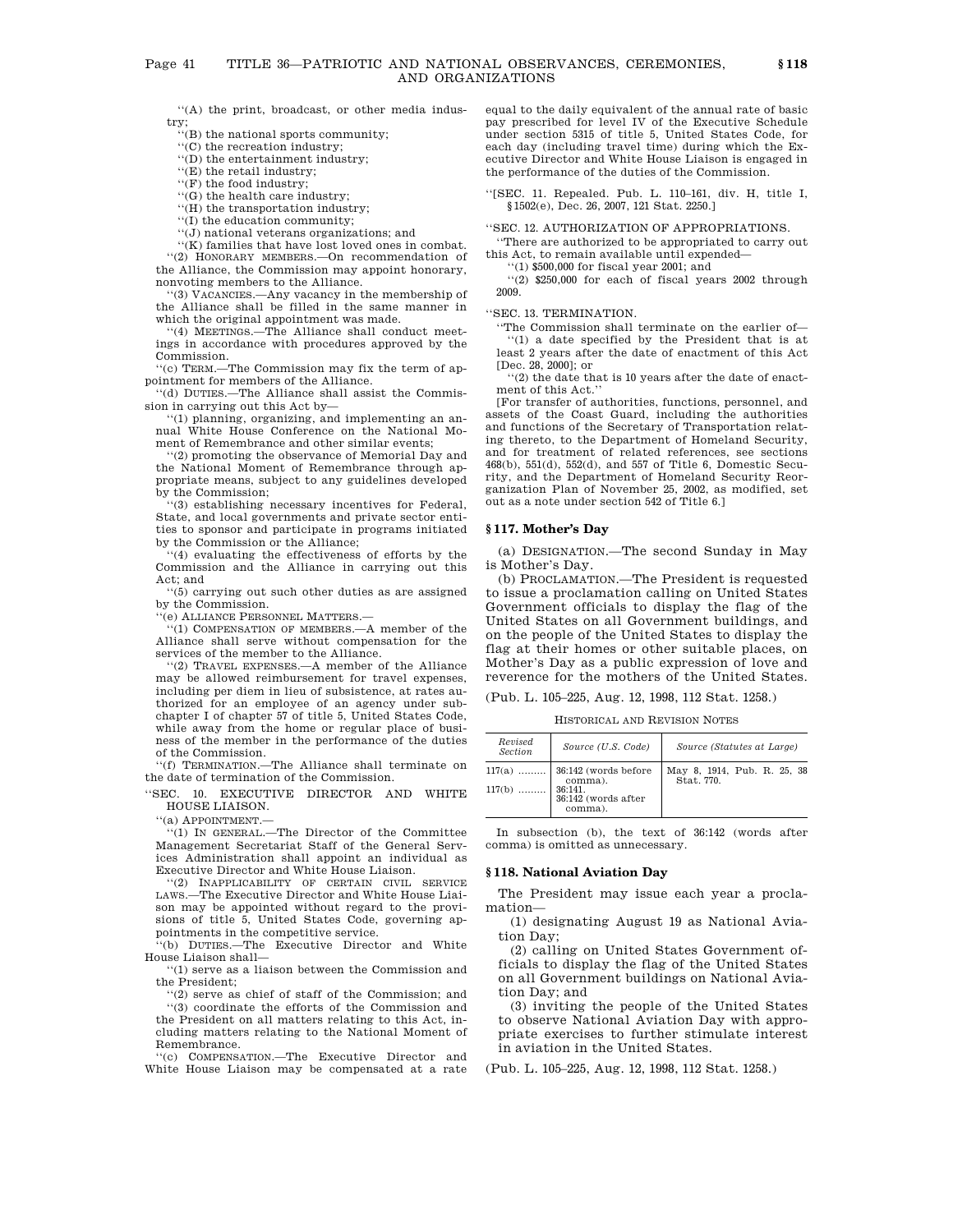''(A) the print, broadcast, or other media industry;

''(B) the national sports community;

''(C) the recreation industry;

''(D) the entertainment industry;

''(E) the retail industry;

''(F) the food industry;

''(G) the health care industry;

''(H) the transportation industry;

''(I) the education community;

''(J) national veterans organizations; and

''(K) families that have lost loved ones in combat.

''(2) HONORARY MEMBERS.—On recommendation of the Alliance, the Commission may appoint honorary, nonvoting members to the Alliance.

''(3) VACANCIES.—Any vacancy in the membership of the Alliance shall be filled in the same manner in which the original appointment was made.

''(4) MEETINGS.—The Alliance shall conduct meetings in accordance with procedures approved by the Commission.

''(c) TERM.—The Commission may fix the term of appointment for members of the Alliance.

''(d) DUTIES.—The Alliance shall assist the Commission in carrying out this Act by—

''(1) planning, organizing, and implementing an annual White House Conference on the National Moment of Remembrance and other similar events;

''(2) promoting the observance of Memorial Day and the National Moment of Remembrance through appropriate means, subject to any guidelines developed by the Commission;

''(3) establishing necessary incentives for Federal, State, and local governments and private sector entities to sponsor and participate in programs initiated by the Commission or the Alliance;

''(4) evaluating the effectiveness of efforts by the Commission and the Alliance in carrying out this Act; and

''(5) carrying out such other duties as are assigned by the Commission.

''(e) ALLIANCE PERSONNEL MATTERS.—

''(1) COMPENSATION OF MEMBERS.—A member of the Alliance shall serve without compensation for the services of the member to the Alliance.

''(2) TRAVEL EXPENSES.—A member of the Alliance may be allowed reimbursement for travel expenses, including per diem in lieu of subsistence, at rates authorized for an employee of an agency under subchapter I of chapter 57 of title 5, United States Code, while away from the home or regular place of business of the member in the performance of the duties of the Commission.

''(f) TERMINATION.—The Alliance shall terminate on the date of termination of the Commission.

''SEC. 10. EXECUTIVE DIRECTOR AND WHITE HOUSE LIAISON.

''(a) APPOINTMENT.—

''(1) IN GENERAL.—The Director of the Committee Management Secretariat Staff of the General Services Administration shall appoint an individual as Executive Director and White House Liaison.

''(2) INAPPLICABILITY OF CERTAIN CIVIL SERVICE LAWS.—The Executive Director and White House Liaison may be appointed without regard to the provisions of title 5, United States Code, governing appointments in the competitive service.

''(b) DUTIES.—The Executive Director and White House Liaison shall—

''(1) serve as a liaison between the Commission and the President;

''(2) serve as chief of staff of the Commission; and

''(3) coordinate the efforts of the Commission and the President on all matters relating to this Act, including matters relating to the National Moment of Remembrance.

''(c) COMPENSATION.—The Executive Director and White House Liaison may be compensated at a rate equal to the daily equivalent of the annual rate of basic pay prescribed for level IV of the Executive Schedule under section 5315 of title 5, United States Code, for each day (including travel time) during which the Executive Director and White House Liaison is engaged in the performance of the duties of the Commission.

''[SEC. 11. Repealed. Pub. L. 110–161, div. H, title I, §1502(e), Dec. 26, 2007, 121 Stat. 2250.]

''SEC. 12. AUTHORIZATION OF APPROPRIATIONS.

''There are authorized to be appropriated to carry out this Act, to remain available until expended—

''(1) $500,000 for fiscal year 2001; and

''(2) $250,000 for each of fiscal years 2002 through 2009.

''SEC. 13. TERMINATION.

''The Commission shall terminate on the earlier of—

''(1) a date specified by the President that is at least 2 years after the date of enactment of this Act [Dec. 28, 2000]; or

''(2) the date that is 10 years after the date of enactment of this Act.''

[For transfer of authorities, functions, personnel, and assets of the Coast Guard, including the authorities and functions of the Secretary of Transportation relating thereto, to the Department of Homeland Security, and for treatment of related references, see sections 468(b), 551(d), 552(d), and 557 of Title 6, Domestic Security, and the Department of Homeland Security Reorganization Plan of November 25, 2002, as modified, set out as a note under section 542 of Title 6.]

## §117. Mother's Day

(a) DESIGNATION.—The second Sunday in May is Mother's Day.

(b) PROCLAMATION.—The President is requested to issue a proclamation calling on United States Government officials to display the flag of the United States on all Government buildings, and on the people of the United States to display the flag at their homes or other suitable places, on Mother's Day as a public expression of love and reverence for the mothers of the United States.

(Pub. L. 105–225, Aug. 12, 1998, 112 Stat. 1258.)

HISTORICAL AND REVISION NOTES

| *Revised Section* | *Source (U.S. Code)* | *Source (Statutes at Large)* |
|---|---|---|
| 117(a) ........ | 36:142 (words before comma). | May 8, 1914, Pub. R. 25, 38 Stat. 770. |
| 117(b) ........ | 36:141. 36:142 (words after comma). | |

In subsection (b), the text of 36:142 (words after comma) is omitted as unnecessary.

## §118. National Aviation Day

The President may issue each year a proclamation—

(1) designating August 19 as National Aviation Day;

(2) calling on United States Government officials to display the flag of the United States on all Government buildings on National Aviation Day; and

(3) inviting the people of the United States to observe National Aviation Day with appropriate exercises to further stimulate interest in aviation in the United States.

(Pub. L. 105–225, Aug. 12, 1998, 112 Stat. 1258.)